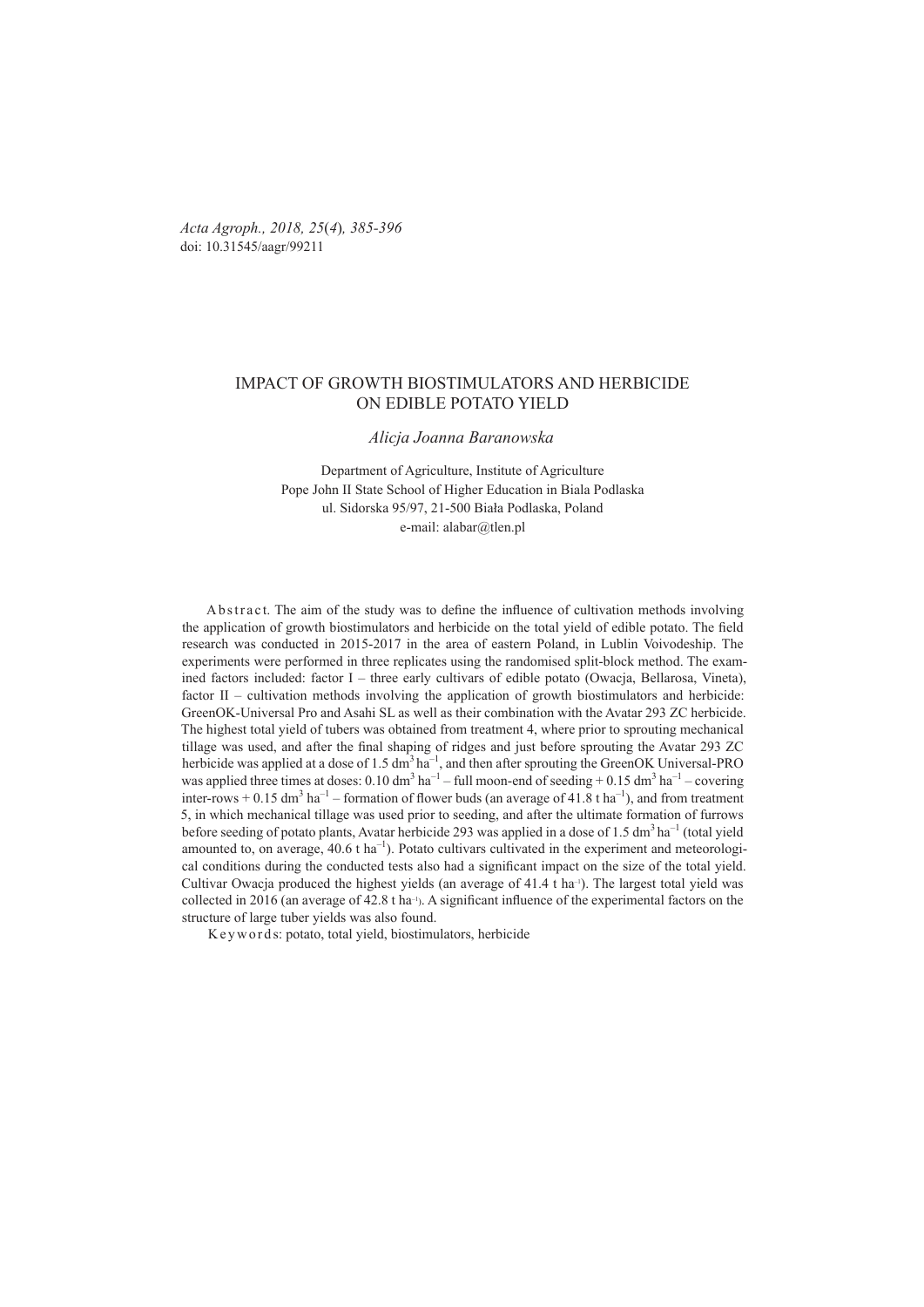*Acta Agroph., 2018, 25*(*4*)*, 385-396*
doi: 10.31545/aagr/99211

# IMPACT OF GROWTH BIOSTIMULATORS AND HERBICIDE ON EDIBLE POTATO YIELD

*Alicja Joanna Baranowska*

Department of Agriculture, Institute of Agriculture
Pope John II State School of Higher Education in Biala Podlaska
ul. Sidorska 95/97, 21-500 Biała Podlaska, Poland
e-mail: alabar@tlen.pl

Abstract. The aim of the study was to define the influence of cultivation methods involving the application of growth biostimulators and herbicide on the total yield of edible potato. The field research was conducted in 2015-2017 in the area of eastern Poland, in Lublin Voivodeship. The experiments were performed in three replicates using the randomised split-block method. The examined factors included: factor I – three early cultivars of edible potato (Owacja, Bellarosa, Vineta), factor II – cultivation methods involving the application of growth biostimulators and herbicide: GreenOK-Universal Pro and Asahi SL as well as their combination with the Avatar 293 ZC herbicide. The highest total yield of tubers was obtained from treatment 4, where prior to sprouting mechanical tillage was used, and after the final shaping of ridges and just before sprouting the Avatar 293 ZC herbicide was applied at a dose of 1.5 $dm^3$ $ha^{-1}$, and then after sprouting the GreenOK Universal-PRO was applied three times at doses: 0.10 $dm^3$ $ha^{-1}$ – full moon-end of seeding + 0.15 $dm^3$ $ha^{-1}$ – covering inter-rows + 0.15 $dm^3$ $ha^{-1}$ – formation of flower buds (an average of 41.8 t $ha^{-1}$), and from treatment 5, in which mechanical tillage was used prior to seeding, and after the ultimate formation of furrows before seeding of potato plants, Avatar herbicide 293 was applied in a dose of 1.5 $dm^3$ $ha^{-1}$ (total yield amounted to, on average, 40.6 t $ha^{-1}$). Potato cultivars cultivated in the experiment and meteorological conditions during the conducted tests also had a significant impact on the size of the total yield. Cultivar Owacja produced the highest yields (an average of 41.4 t $ha^{-1}$). The largest total yield was collected in 2016 (an average of 42.8 t $ha^{-1}$). A significant influence of the experimental factors on the structure of large tuber yields was also found.

Keywords: potato, total yield, biostimulators, herbicide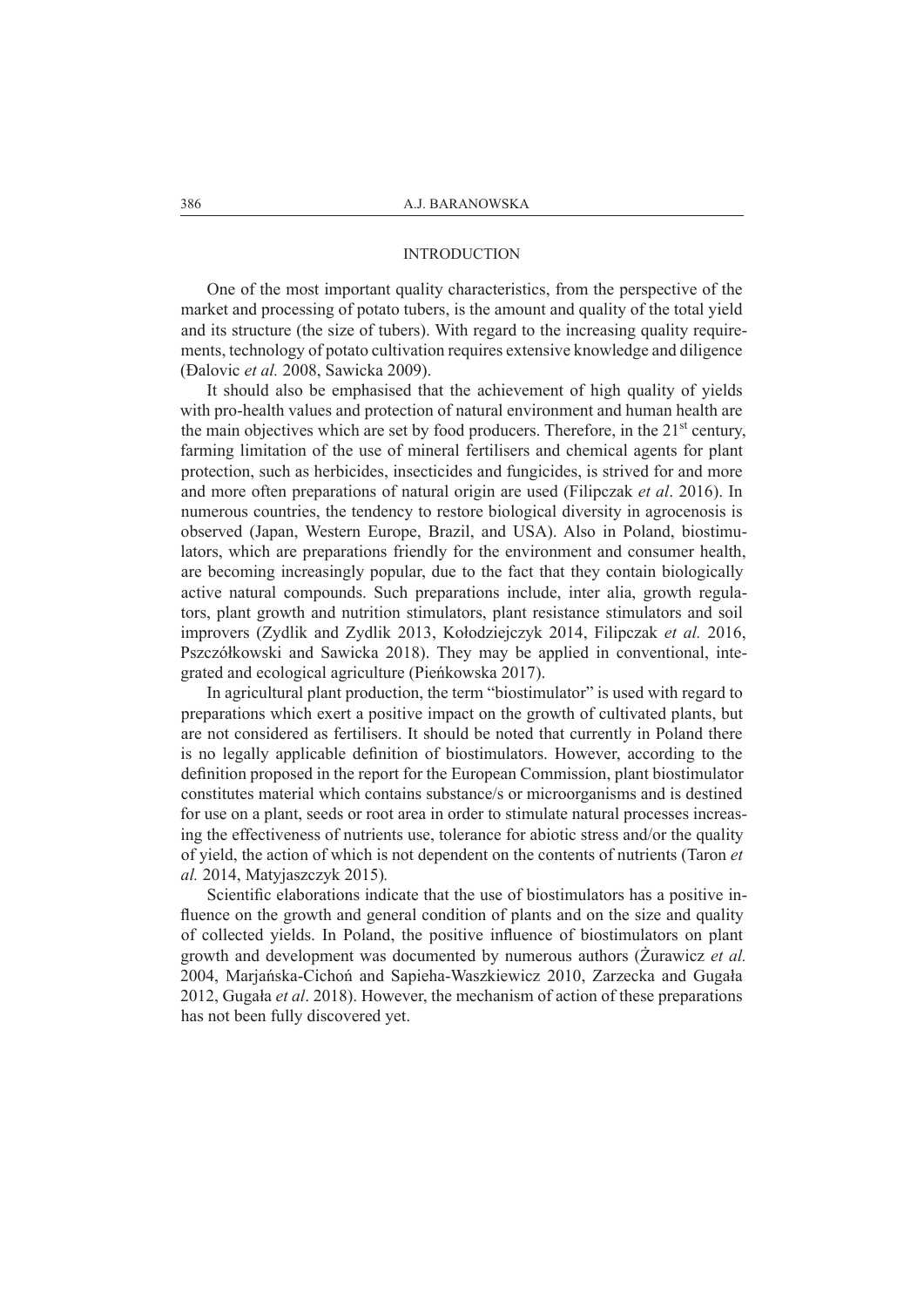## INTRODUCTION

One of the most important quality characteristics, from the perspective of the market and processing of potato tubers, is the amount and quality of the total yield and its structure (the size of tubers). With regard to the increasing quality requirements, technology of potato cultivation requires extensive knowledge and diligence (Đalovic *et al.* 2008, Sawicka 2009).

It should also be emphasised that the achievement of high quality of yields with pro-health values and protection of natural environment and human health are the main objectives which are set by food producers. Therefore, in the 21st century, farming limitation of the use of mineral fertilisers and chemical agents for plant protection, such as herbicides, insecticides and fungicides, is strived for and more and more often preparations of natural origin are used (Filipczak *et al*. 2016). In numerous countries, the tendency to restore biological diversity in agrocenosis is observed (Japan, Western Europe, Brazil, and USA). Also in Poland, biostimulators, which are preparations friendly for the environment and consumer health, are becoming increasingly popular, due to the fact that they contain biologically active natural compounds. Such preparations include, inter alia, growth regulators, plant growth and nutrition stimulators, plant resistance stimulators and soil improvers (Zydlik and Zydlik 2013, Kołodziejczyk 2014, Filipczak *et al.* 2016, Pszczółkowski and Sawicka 2018). They may be applied in conventional, integrated and ecological agriculture (Pieńkowska 2017).

In agricultural plant production, the term "biostimulator" is used with regard to preparations which exert a positive impact on the growth of cultivated plants, but are not considered as fertilisers. It should be noted that currently in Poland there is no legally applicable definition of biostimulators. However, according to the definition proposed in the report for the European Commission, plant biostimulator constitutes material which contains substance/s or microorganisms and is destined for use on a plant, seeds or root area in order to stimulate natural processes increasing the effectiveness of nutrients use, tolerance for abiotic stress and/or the quality of yield, the action of which is not dependent on the contents of nutrients (Taron *et al.* 2014, Matyjaszczyk 2015).

Scientific elaborations indicate that the use of biostimulators has a positive influence on the growth and general condition of plants and on the size and quality of collected yields. In Poland, the positive influence of biostimulators on plant growth and development was documented by numerous authors (Żurawicz *et al.* 2004, Marjańska-Cichoń and Sapieha-Waszkiewicz 2010, Zarzecka and Gugała 2012, Gugała *et al*. 2018). However, the mechanism of action of these preparations has not been fully discovered yet.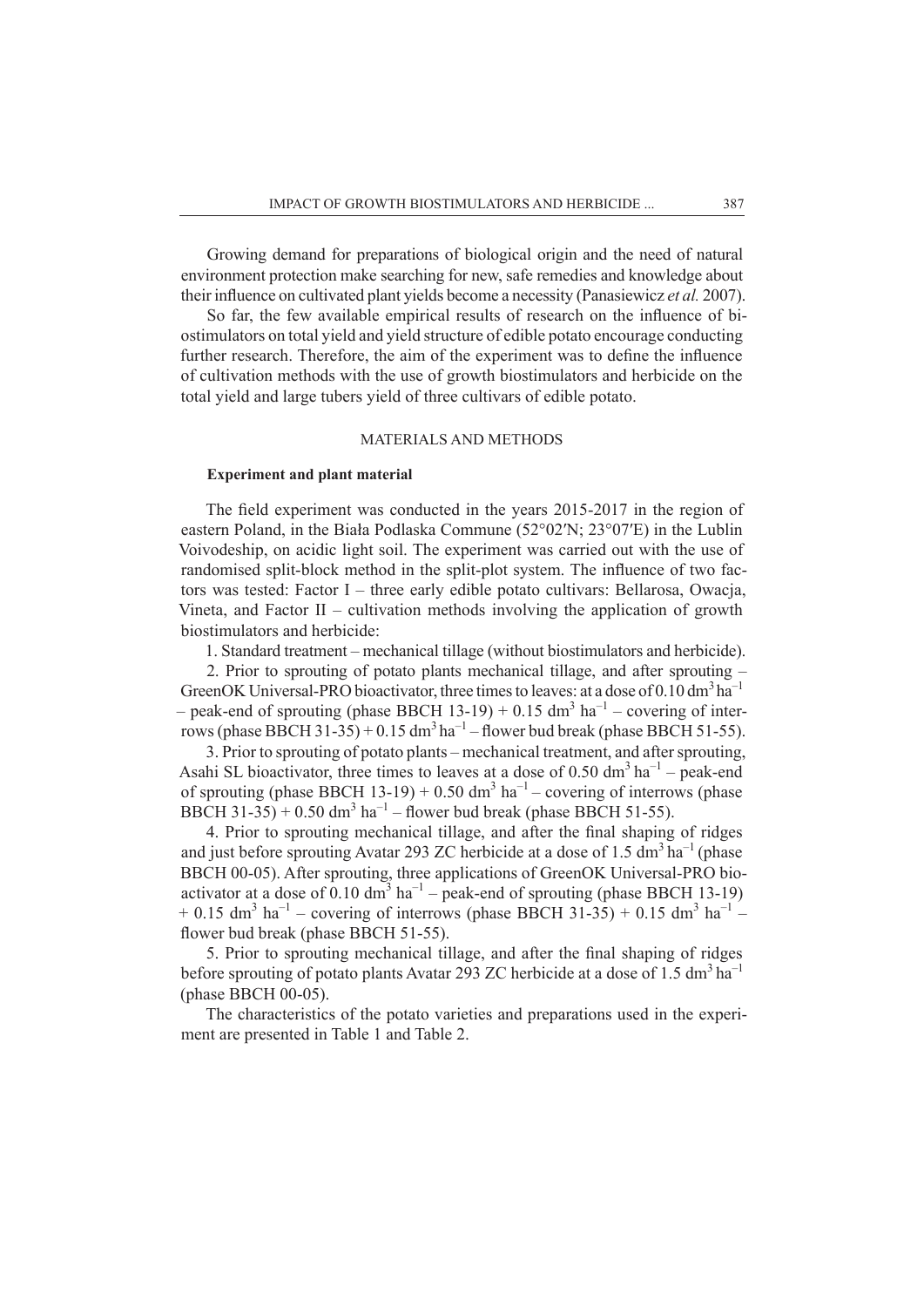Growing demand for preparations of biological origin and the need of natural environment protection make searching for new, safe remedies and knowledge about their influence on cultivated plant yields become a necessity (Panasiewicz *et al.* 2007).

So far, the few available empirical results of research on the influence of biostimulators on total yield and yield structure of edible potato encourage conducting further research. Therefore, the aim of the experiment was to define the influence of cultivation methods with the use of growth biostimulators and herbicide on the total yield and large tubers yield of three cultivars of edible potato.

## MATERIALS AND METHODS

### Experiment and plant material

The field experiment was conducted in the years 2015-2017 in the region of eastern Poland, in the Biała Podlaska Commune (52°02′N; 23°07′E) in the Lublin Voivodeship, on acidic light soil. The experiment was carried out with the use of randomised split-block method in the split-plot system. The influence of two factors was tested: Factor I – three early edible potato cultivars: Bellarosa, Owacja, Vineta, and Factor II – cultivation methods involving the application of growth biostimulators and herbicide:

1. Standard treatment – mechanical tillage (without biostimulators and herbicide).
2. Prior to sprouting of potato plants mechanical tillage, and after sprouting – GreenOK Universal-PRO bioactivator, three times to leaves: at a dose of 0.10 $dm^3$ $ha^{-1}$ – peak-end of sprouting (phase BBCH 13-19) + 0.15 $dm^3$ $ha^{-1}$ – covering of interrows (phase BBCH 31-35) + 0.15 $dm^3$ $ha^{-1}$ – flower bud break (phase BBCH 51-55).
3. Prior to sprouting of potato plants – mechanical treatment, and after sprouting, Asahi SL bioactivator, three times to leaves at a dose of 0.50 $dm^3$ $ha^{-1}$ – peak-end of sprouting (phase BBCH 13-19) + 0.50 $dm^3$ $ha^{-1}$ – covering of interrows (phase BBCH 31-35) + 0.50 $dm^3$ $ha^{-1}$ – flower bud break (phase BBCH 51-55).
4. Prior to sprouting mechanical tillage, and after the final shaping of ridges and just before sprouting Avatar 293 ZC herbicide at a dose of 1.5 $dm^3$ $ha^{-1}$ (phase BBCH 00-05). After sprouting, three applications of GreenOK Universal-PRO bioactivator at a dose of 0.10 $dm^3$ $ha^{-1}$ – peak-end of sprouting (phase BBCH 13-19) + 0.15 $dm^3$ $ha^{-1}$ – covering of interrows (phase BBCH 31-35) + 0.15 $dm^3$ $ha^{-1}$ – flower bud break (phase BBCH 51-55).
5. Prior to sprouting mechanical tillage, and after the final shaping of ridges before sprouting of potato plants Avatar 293 ZC herbicide at a dose of 1.5 $dm^3$ $ha^{-1}$ (phase BBCH 00-05).

The characteristics of the potato varieties and preparations used in the experiment are presented in Table 1 and Table 2.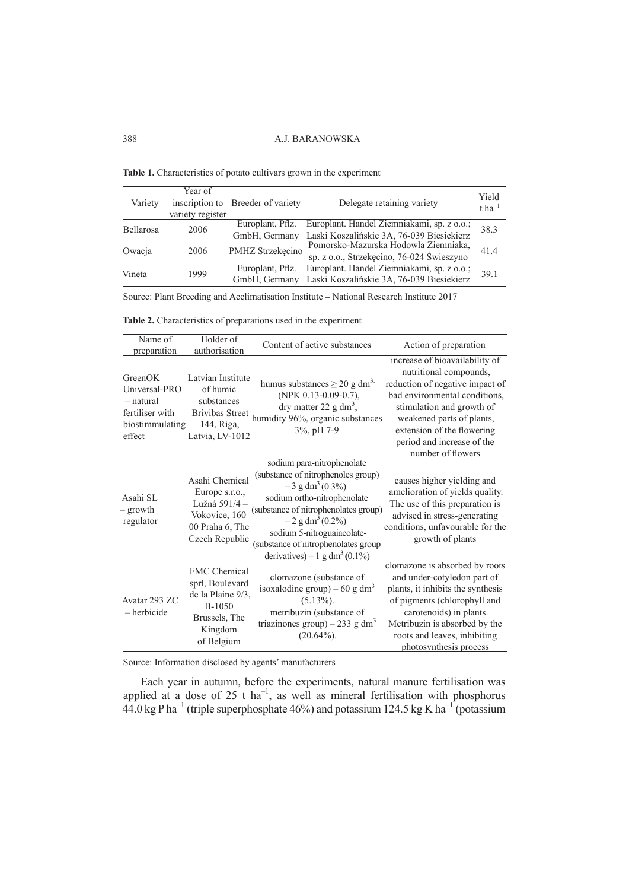**Table 1.** Characteristics of potato cultivars grown in the experiment

| Variety | Year of inscription to variety register | Breeder of variety | Delegate retaining variety | Yield t ha$^{-1}$ |
|---|---|---|---|---|
| Bellarosa | 2006 | Europlant, Pflz. GmbH, Germany | Europlant. Handel Ziemniakami, sp. z o.o.; Laski Koszalińskie 3A, 76-039 Biesiekierz | 38.3 |
| Owacja | 2006 | PMHZ Strzekęcino | Pomorsko-Mazurska Hodowla Ziemniaka, sp. z o.o., Strzekęcino, 76-024 Świeszyno | 41.4 |
| Vineta | 1999 | Europlant, Pflz. GmbH, Germany | Europlant. Handel Ziemniakami, sp. z o.o.; Laski Koszalińskie 3A, 76-039 Biesiekierz | 39.1 |

Source: Plant Breeding and Acclimatisation Institute – National Research Institute 2017

**Table 2.** Characteristics of preparations used in the experiment

| Name of preparation | Holder of authorisation | Content of active substances | Action of preparation |
|---|---|---|---|
| GreenOK Universal-PRO – natural fertiliser with biostimmulating effect | Latvian Institute of humic substances Brivibas Street 144, Riga, Latvia, LV-1012 | humus substances ≥ 20 g dm$^{3.}$ (NPK 0.13-0.09-0.7), dry matter 22 g dm$^3$, humidity 96%, organic substances 3%, pH 7-9 | increase of bioavailability of nutritional compounds, reduction of negative impact of bad environmental conditions, stimulation and growth of weakened parts of plants, extension of the flowering period and increase of the number of flowers |
| Asahi SL – growth regulator | Asahi Chemical Europe s.r.o., Lužná 591/4 – Vokovice, 160 00 Praha 6, The Czech Republic | sodium para-nitrophenolate (substance of nitrophenoles group) – 3 g dm$^3$ (0.3%) sodium ortho-nitrophenolate (substance of nitrophenolates group) – 2 g dm$^3$ (0.2%) sodium 5-nitroguaiacolate- (substance of nitrophenolates group derivatives) – 1 g dm$^3$ (0.1%) | causes higher yielding and amelioration of yields quality. The use of this preparation is advised in stress-generating conditions, unfavourable for the growth of plants |
| Avatar 293 ZC – herbicide | FMC Chemical sprl, Boulevard de la Plaine 9/3, B-1050 Brussels, The Kingdom of Belgium | clomazone (substance of isoxalodine group) – 60 g dm$^3$ (5.13%). metribuzin (substance of triazinones group) – 233 g dm$^3$ (20.64%). | clomazone is absorbed by roots and under-cotyledon part of plants, it inhibits the synthesis of pigments (chlorophyll and carotenoids) in plants. Metribuzin is absorbed by the roots and leaves, inhibiting photosynthesis process |

Source: Information disclosed by agents' manufacturers

Each year in autumn, before the experiments, natural manure fertilisation was applied at a dose of 25 t ha$^{-1}$, as well as mineral fertilisation with phosphorus 44.0 kg P ha$^{-1}$ (triple superphosphate 46%) and potassium 124.5 kg K ha$^{-1}$ (potassium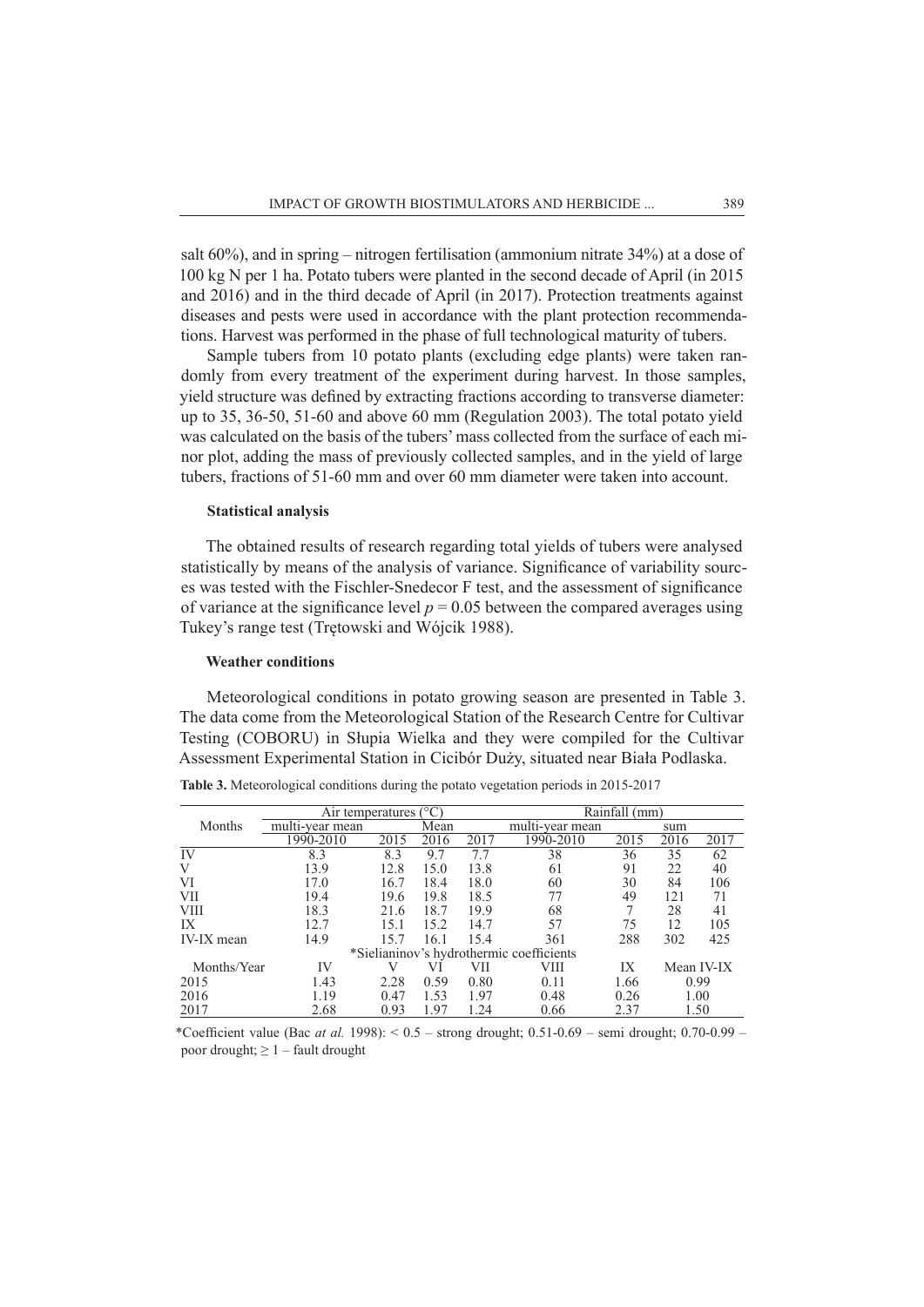salt 60%), and in spring – nitrogen fertilisation (ammonium nitrate 34%) at a dose of 100 kg N per 1 ha. Potato tubers were planted in the second decade of April (in 2015 and 2016) and in the third decade of April (in 2017). Protection treatments against diseases and pests were used in accordance with the plant protection recommendations. Harvest was performed in the phase of full technological maturity of tubers.

Sample tubers from 10 potato plants (excluding edge plants) were taken randomly from every treatment of the experiment during harvest. In those samples, yield structure was defined by extracting fractions according to transverse diameter: up to 35, 36-50, 51-60 and above 60 mm (Regulation 2003). The total potato yield was calculated on the basis of the tubers' mass collected from the surface of each minor plot, adding the mass of previously collected samples, and in the yield of large tubers, fractions of 51-60 mm and over 60 mm diameter were taken into account.

#### Statistical analysis

The obtained results of research regarding total yields of tubers were analysed statistically by means of the analysis of variance. Significance of variability sources was tested with the Fischler-Snedecor F test, and the assessment of significance of variance at the significance level $p = 0.05$ between the compared averages using Tukey's range test (Trętowski and Wójcik 1988).

#### Weather conditions

Meteorological conditions in potato growing season are presented in Table 3. The data come from the Meteorological Station of the Research Centre for Cultivar Testing (COBORU) in Słupia Wielka and they were compiled for the Cultivar Assessment Experimental Station in Cicibór Duży, situated near Biała Podlaska.

**Table 3.** Meteorological conditions during the potato vegetation periods in 2015-2017

| Months | Air temperatures (°C) | | | | Rainfall (mm) | | | |
|---|---|---|---|---|---|---|---|---|
| | multi-year mean | Mean | | | multi-year mean | sum | | |
| | 1990-2010 | 2015 | 2016 | 2017 | 1990-2010 | 2015 | 2016 | 2017 |
| IV | 8.3 | 8.3 | 9.7 | 7.7 | 38 | 36 | 35 | 62 |
| V | 13.9 | 12.8 | 15.0 | 13.8 | 61 | 91 | 22 | 40 |
| VI | 17.0 | 16.7 | 18.4 | 18.0 | 60 | 30 | 84 | 106 |
| VII | 19.4 | 19.6 | 19.8 | 18.5 | 77 | 49 | 121 | 71 |
| VIII | 18.3 | 21.6 | 18.7 | 19.9 | 68 | 7 | 28 | 41 |
| IX | 12.7 | 15.1 | 15.2 | 14.7 | 57 | 75 | 12 | 105 |
| IV-IX mean | 14.9 | 15.7 | 16.1 | 15.4 | 361 | 288 | 302 | 425 |
| *Sielianinov's hydrothermic coefficients | | | | | | | | |
| Months/Year | IV | V | VI | VII | VIII | IX | Mean IV-IX | |
| 2015 | 1.43 | 2.28 | 0.59 | 0.80 | 0.11 | 1.66 | 0.99 | |
| 2016 | 1.19 | 0.47 | 1.53 | 1.97 | 0.48 | 0.26 | 1.00 | |
| 2017 | 2.68 | 0.93 | 1.97 | 1.24 | 0.66 | 2.37 | 1.50 | |

*Coefficient value (Bac *at al.* 1998): < 0.5 – strong drought; 0.51-0.69 – semi drought; 0.70-0.99 – poor drought; ≥ 1 – fault drought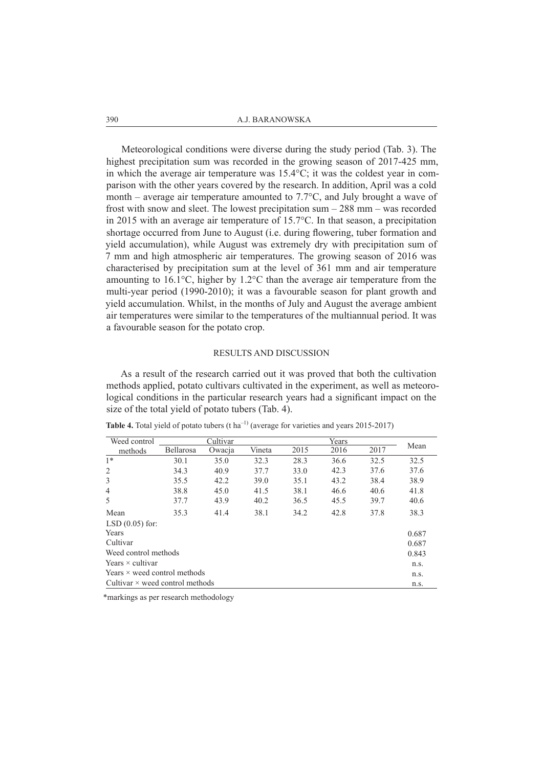Meteorological conditions were diverse during the study period (Tab. 3). The highest precipitation sum was recorded in the growing season of 2017-425 mm, in which the average air temperature was 15.4°C; it was the coldest year in comparison with the other years covered by the research. In addition, April was a cold month – average air temperature amounted to 7.7°C, and July brought a wave of frost with snow and sleet. The lowest precipitation sum – 288 mm – was recorded in 2015 with an average air temperature of 15.7°C. In that season, a precipitation shortage occurred from June to August (i.e. during flowering, tuber formation and yield accumulation), while August was extremely dry with precipitation sum of 7 mm and high atmospheric air temperatures. The growing season of 2016 was characterised by precipitation sum at the level of 361 mm and air temperature amounting to 16.1°C, higher by 1.2°C than the average air temperature from the multi-year period (1990-2010); it was a favourable season for plant growth and yield accumulation. Whilst, in the months of July and August the average ambient air temperatures were similar to the temperatures of the multiannual period. It was a favourable season for the potato crop.

## RESULTS AND DISCUSSION

As a result of the research carried out it was proved that both the cultivation methods applied, potato cultivars cultivated in the experiment, as well as meteorological conditions in the particular research years had a significant impact on the size of the total yield of potato tubers (Tab. 4).

**Table 4.** Total yield of potato tubers (t $ha^{-1}$) (average for varieties and years 2015-2017)

| Weed control methods | Cultivar | | | Years | | | Mean |
|---|---|---|---|---|---|---|---|
| | Bellarosa | Owacja | Vineta | 2015 | 2016 | 2017 | |
| 1* | 30.1 | 35.0 | 32.3 | 28.3 | 36.6 | 32.5 | 32.5 |
| 2 | 34.3 | 40.9 | 37.7 | 33.0 | 42.3 | 37.6 | 37.6 |
| 3 | 35.5 | 42.2 | 39.0 | 35.1 | 43.2 | 38.4 | 38.9 |
| 4 | 38.8 | 45.0 | 41.5 | 38.1 | 46.6 | 40.6 | 41.8 |
| 5 | 37.7 | 43.9 | 40.2 | 36.5 | 45.5 | 39.7 | 40.6 |
| Mean | 35.3 | 41.4 | 38.1 | 34.2 | 42.8 | 37.8 | 38.3 |
| LSD (0.05) for: | | | | | | | |
| Years | | | | | | | 0.687 |
| Cultivar | | | | | | | 0.687 |
| Weed control methods | | | | | | | 0.843 |
| Years × cultivar | | | | | | | n.s. |
| Years × weed control methods | | | | | | | n.s. |
| Cultivar × weed control methods | | | | | | | n.s. |

*markings as per research methodology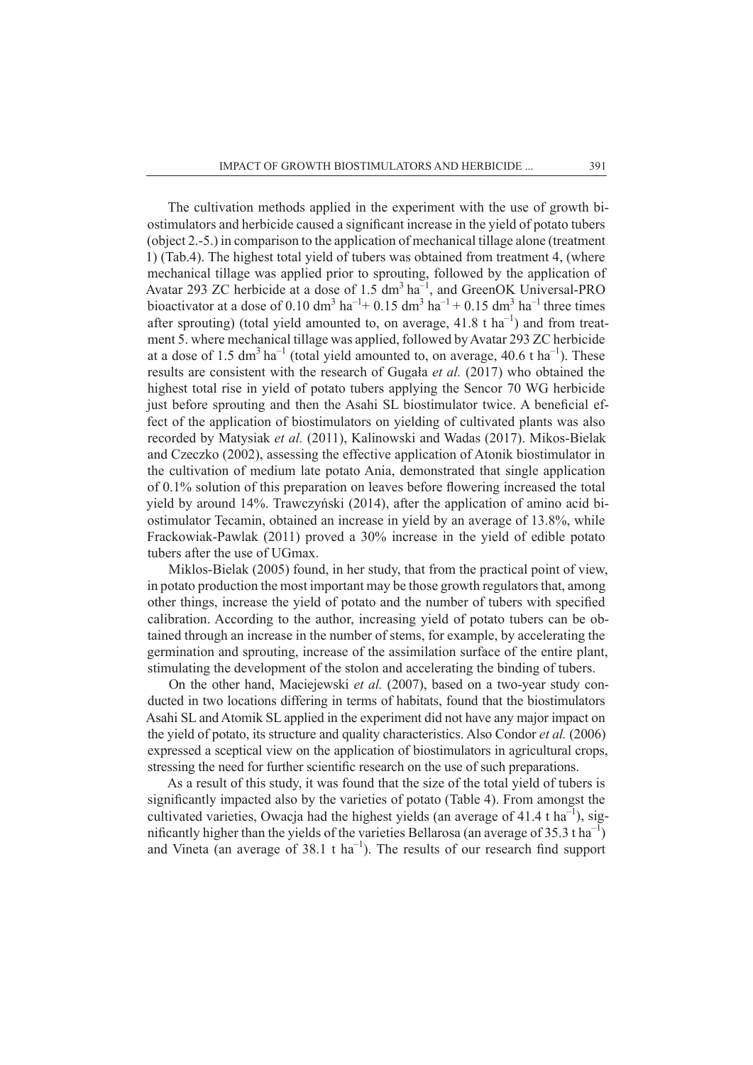The cultivation methods applied in the experiment with the use of growth biostimulators and herbicide caused a significant increase in the yield of potato tubers (object 2.-5.) in comparison to the application of mechanical tillage alone (treatment 1) (Tab.4). The highest total yield of tubers was obtained from treatment 4, (where mechanical tillage was applied prior to sprouting, followed by the application of Avatar 293 ZC herbicide at a dose of 1.5 $dm^3$ $ha^{-1}$, and GreenOK Universal-PRO bioactivator at a dose of 0.10 $dm^3$ $ha^{-1}$+ 0.15 $dm^3$ $ha^{-1}$ + 0.15 $dm^3$ $ha^{-1}$ three times after sprouting) (total yield amounted to, on average, 41.8 t $ha^{-1}$) and from treatment 5. where mechanical tillage was applied, followed by Avatar 293 ZC herbicide at a dose of 1.5 $dm^3$ $ha^{-1}$ (total yield amounted to, on average, 40.6 t $ha^{-1}$). These results are consistent with the research of Gugała *et al.* (2017) who obtained the highest total rise in yield of potato tubers applying the Sencor 70 WG herbicide just before sprouting and then the Asahi SL biostimulator twice. A beneficial effect of the application of biostimulators on yielding of cultivated plants was also recorded by Matysiak *et al.* (2011), Kalinowski and Wadas (2017). Mikos-Bielak and Czeczko (2002), assessing the effective application of Atonik biostimulator in the cultivation of medium late potato Ania, demonstrated that single application of 0.1% solution of this preparation on leaves before flowering increased the total yield by around 14%. Trawczyński (2014), after the application of amino acid biostimulator Tecamin, obtained an increase in yield by an average of 13.8%, while Frackowiak-Pawlak (2011) proved a 30% increase in the yield of edible potato tubers after the use of UGmax.

Miklos-Bielak (2005) found, in her study, that from the practical point of view, in potato production the most important may be those growth regulators that, among other things, increase the yield of potato and the number of tubers with specified calibration. According to the author, increasing yield of potato tubers can be obtained through an increase in the number of stems, for example, by accelerating the germination and sprouting, increase of the assimilation surface of the entire plant, stimulating the development of the stolon and accelerating the binding of tubers.

On the other hand, Maciejewski *et al.* (2007), based on a two-year study conducted in two locations differing in terms of habitats, found that the biostimulators Asahi SL and Atomik SL applied in the experiment did not have any major impact on the yield of potato, its structure and quality characteristics. Also Condor *et al.* (2006) expressed a sceptical view on the application of biostimulators in agricultural crops, stressing the need for further scientific research on the use of such preparations.

As a result of this study, it was found that the size of the total yield of tubers is significantly impacted also by the varieties of potato (Table 4). From amongst the cultivated varieties, Owacja had the highest yields (an average of 41.4 t $ha^{-1}$), significantly higher than the yields of the varieties Bellarosa (an average of 35.3 t $ha^{-1}$) and Vineta (an average of 38.1 t $ha^{-1}$). The results of our research find support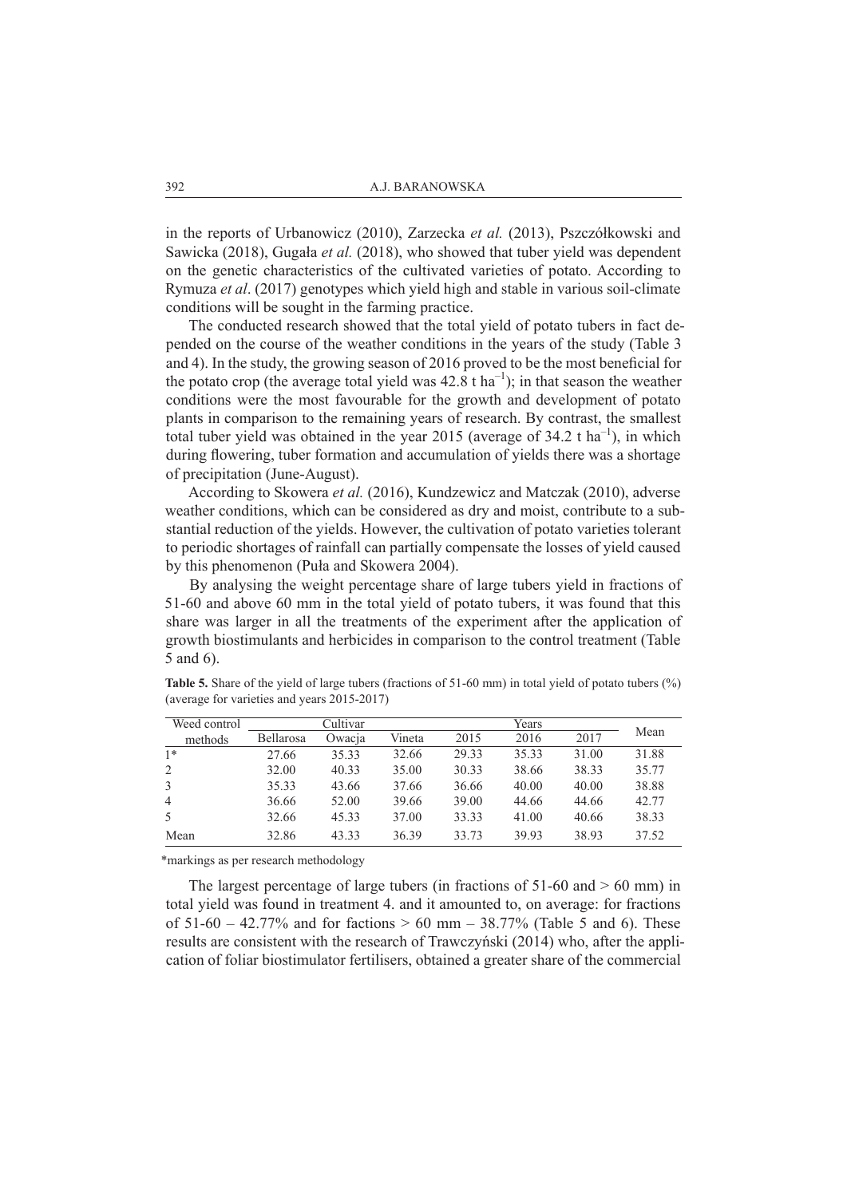in the reports of Urbanowicz (2010), Zarzecka *et al.* (2013), Pszczółkowski and Sawicka (2018), Gugała *et al.* (2018), who showed that tuber yield was dependent on the genetic characteristics of the cultivated varieties of potato. According to Rymuza *et al*. (2017) genotypes which yield high and stable in various soil-climate conditions will be sought in the farming practice.

The conducted research showed that the total yield of potato tubers in fact depended on the course of the weather conditions in the years of the study (Table 3 and 4). In the study, the growing season of 2016 proved to be the most beneficial for the potato crop (the average total yield was 42.8 t $ha^{-1}$); in that season the weather conditions were the most favourable for the growth and development of potato plants in comparison to the remaining years of research. By contrast, the smallest total tuber yield was obtained in the year 2015 (average of 34.2 t $ha^{-1}$), in which during flowering, tuber formation and accumulation of yields there was a shortage of precipitation (June-August).

According to Skowera *et al.* (2016), Kundzewicz and Matczak (2010), adverse weather conditions, which can be considered as dry and moist, contribute to a substantial reduction of the yields. However, the cultivation of potato varieties tolerant to periodic shortages of rainfall can partially compensate the losses of yield caused by this phenomenon (Puła and Skowera 2004).

By analysing the weight percentage share of large tubers yield in fractions of 51-60 and above 60 mm in the total yield of potato tubers, it was found that this share was larger in all the treatments of the experiment after the application of growth biostimulants and herbicides in comparison to the control treatment (Table 5 and 6).

**Table 5.** Share of the yield of large tubers (fractions of 51-60 mm) in total yield of potato tubers (%) (average for varieties and years 2015-2017)

| Weed control methods | Cultivar | | | Years | | | Mean |
|---|---|---|---|---|---|---|---|
| | Bellarosa | Owacja | Vineta | 2015 | 2016 | 2017 | |
| 1* | 27.66 | 35.33 | 32.66 | 29.33 | 35.33 | 31.00 | 31.88 |
| 2 | 32.00 | 40.33 | 35.00 | 30.33 | 38.66 | 38.33 | 35.77 |
| 3 | 35.33 | 43.66 | 37.66 | 36.66 | 40.00 | 40.00 | 38.88 |
| 4 | 36.66 | 52.00 | 39.66 | 39.00 | 44.66 | 44.66 | 42.77 |
| 5 | 32.66 | 45.33 | 37.00 | 33.33 | 41.00 | 40.66 | 38.33 |
| Mean | 32.86 | 43.33 | 36.39 | 33.73 | 39.93 | 38.93 | 37.52 |

*markings as per research methodology

The largest percentage of large tubers (in fractions of 51-60 and > 60 mm) in total yield was found in treatment 4. and it amounted to, on average: for fractions of 51-60 – 42.77% and for factions > 60 mm – 38.77% (Table 5 and 6). These results are consistent with the research of Trawczyński (2014) who, after the application of foliar biostimulator fertilisers, obtained a greater share of the commercial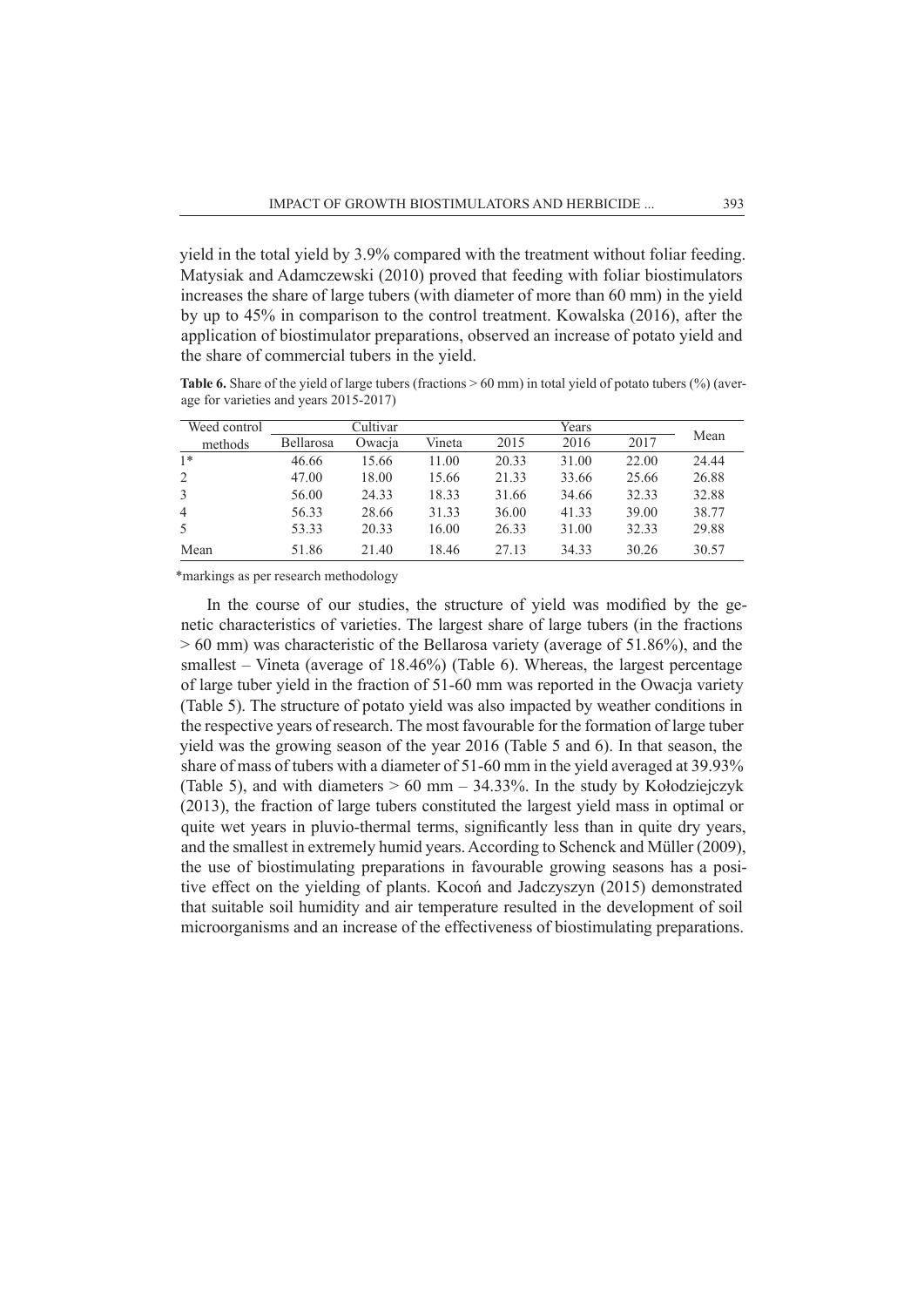yield in the total yield by 3.9% compared with the treatment without foliar feeding. Matysiak and Adamczewski (2010) proved that feeding with foliar biostimulators increases the share of large tubers (with diameter of more than 60 mm) in the yield by up to 45% in comparison to the control treatment. Kowalska (2016), after the application of biostimulator preparations, observed an increase of potato yield and the share of commercial tubers in the yield.

**Table 6.** Share of the yield of large tubers (fractions > 60 mm) in total yield of potato tubers (%) (average for varieties and years 2015-2017)

| Weed control methods | Cultivar | | | Years | | | Mean |
|---|---|---|---|---|---|---|---|
| | Bellarosa | Owacja | Vineta | 2015 | 2016 | 2017 | |
| 1* | 46.66 | 15.66 | 11.00 | 20.33 | 31.00 | 22.00 | 24.44 |
| 2 | 47.00 | 18.00 | 15.66 | 21.33 | 33.66 | 25.66 | 26.88 |
| 3 | 56.00 | 24.33 | 18.33 | 31.66 | 34.66 | 32.33 | 32.88 |
| 4 | 56.33 | 28.66 | 31.33 | 36.00 | 41.33 | 39.00 | 38.77 |
| 5 | 53.33 | 20.33 | 16.00 | 26.33 | 31.00 | 32.33 | 29.88 |
| Mean | 51.86 | 21.40 | 18.46 | 27.13 | 34.33 | 30.26 | 30.57 |

*markings as per research methodology

In the course of our studies, the structure of yield was modified by the genetic characteristics of varieties. The largest share of large tubers (in the fractions > 60 mm) was characteristic of the Bellarosa variety (average of 51.86%), and the smallest – Vineta (average of 18.46%) (Table 6). Whereas, the largest percentage of large tuber yield in the fraction of 51-60 mm was reported in the Owacja variety (Table 5). The structure of potato yield was also impacted by weather conditions in the respective years of research. The most favourable for the formation of large tuber yield was the growing season of the year 2016 (Table 5 and 6). In that season, the share of mass of tubers with a diameter of 51-60 mm in the yield averaged at 39.93% (Table 5), and with diameters > 60 mm – 34.33%. In the study by Kołodziejczyk (2013), the fraction of large tubers constituted the largest yield mass in optimal or quite wet years in pluvio-thermal terms, significantly less than in quite dry years, and the smallest in extremely humid years. According to Schenck and Müller (2009), the use of biostimulating preparations in favourable growing seasons has a positive effect on the yielding of plants. Kocoń and Jadczyszyn (2015) demonstrated that suitable soil humidity and air temperature resulted in the development of soil microorganisms and an increase of the effectiveness of biostimulating preparations.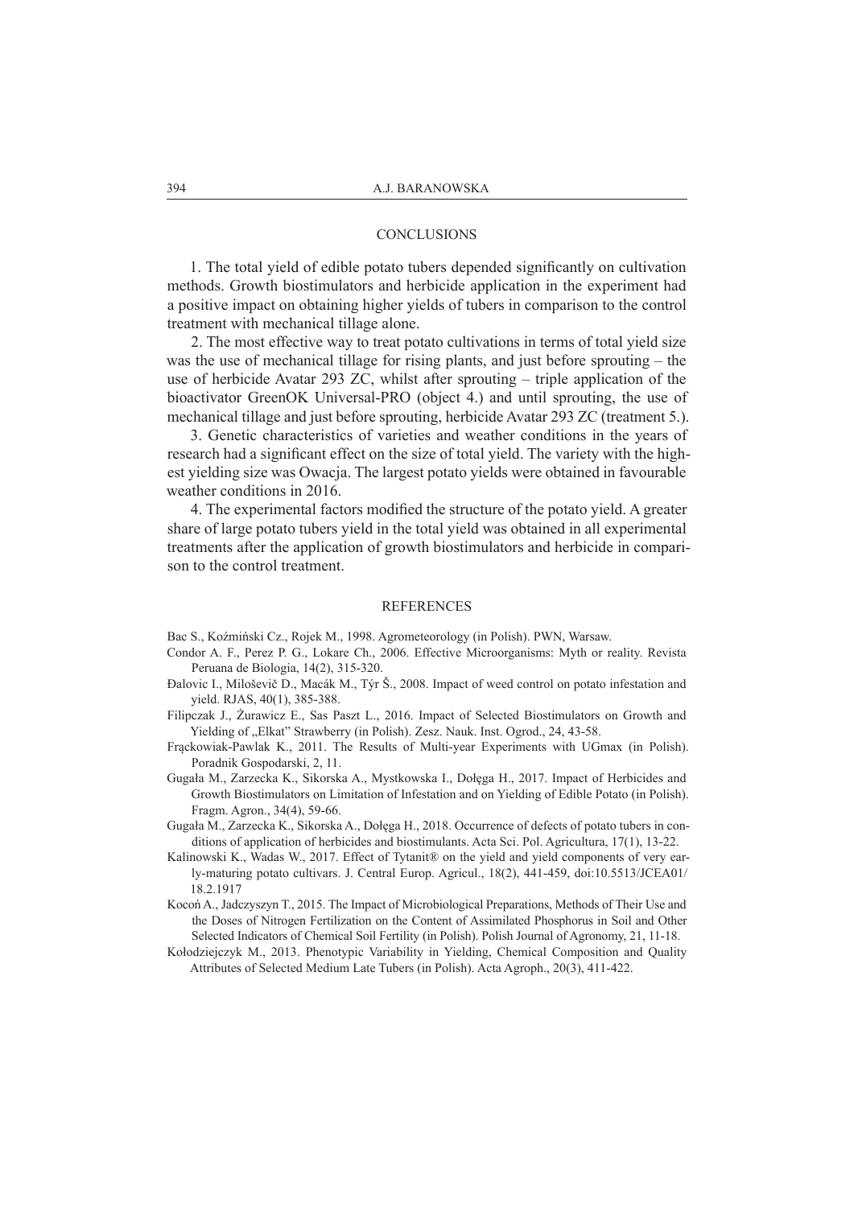## CONCLUSIONS

1. The total yield of edible potato tubers depended significantly on cultivation methods. Growth biostimulators and herbicide application in the experiment had a positive impact on obtaining higher yields of tubers in comparison to the control treatment with mechanical tillage alone.

2. The most effective way to treat potato cultivations in terms of total yield size was the use of mechanical tillage for rising plants, and just before sprouting – the use of herbicide Avatar 293 ZC, whilst after sprouting – triple application of the bioactivator GreenOK Universal-PRO (object 4.) and until sprouting, the use of mechanical tillage and just before sprouting, herbicide Avatar 293 ZC (treatment 5.).

3. Genetic characteristics of varieties and weather conditions in the years of research had a significant effect on the size of total yield. The variety with the highest yielding size was Owacja. The largest potato yields were obtained in favourable weather conditions in 2016.

4. The experimental factors modified the structure of the potato yield. A greater share of large potato tubers yield in the total yield was obtained in all experimental treatments after the application of growth biostimulators and herbicide in comparison to the control treatment.

## REFERENCES

Bac S., Koźmiński Cz., Rojek M., 1998. Agrometeorology (in Polish). PWN, Warsaw.

Condor A. F., Perez P. G., Lokare Ch., 2006. Effective Microorganisms: Myth or reality. Revista Peruana de Biologia, 14(2), 315-320.

Đalovic I., Miloševič D., Macák M., Týr Š., 2008. Impact of weed control on potato infestation and yield. RJAS, 40(1), 385-388.

Filipczak J., Żurawicz E., Sas Paszt L., 2016. Impact of Selected Biostimulators on Growth and Yielding of „Elkat" Strawberry (in Polish). Zesz. Nauk. Inst. Ogrod., 24, 43-58.

Frąckowiak-Pawlak K., 2011. The Results of Multi-year Experiments with UGmax (in Polish). Poradnik Gospodarski, 2, 11.

Gugała M., Zarzecka K., Sikorska A., Mystkowska I., Dołęga H., 2017. Impact of Herbicides and Growth Biostimulators on Limitation of Infestation and on Yielding of Edible Potato (in Polish). Fragm. Agron., 34(4), 59-66.

Gugała M., Zarzecka K., Sikorska A., Dołęga H., 2018. Occurrence of defects of potato tubers in conditions of application of herbicides and biostimulants. Acta Sci. Pol. Agricultura, 17(1), 13-22.

Kalinowski K., Wadas W., 2017. Effect of Tytanit® on the yield and yield components of very early-maturing potato cultivars. J. Central Europ. Agricul., 18(2), 441-459, doi:10.5513/JCEA01/18.2.1917

Kocoń A., Jadczyszyn T., 2015. The Impact of Microbiological Preparations, Methods of Their Use and the Doses of Nitrogen Fertilization on the Content of Assimilated Phosphorus in Soil and Other Selected Indicators of Chemical Soil Fertility (in Polish). Polish Journal of Agronomy, 21, 11-18.

Kołodziejczyk M., 2013. Phenotypic Variability in Yielding, Chemical Composition and Quality Attributes of Selected Medium Late Tubers (in Polish). Acta Agroph., 20(3), 411-422.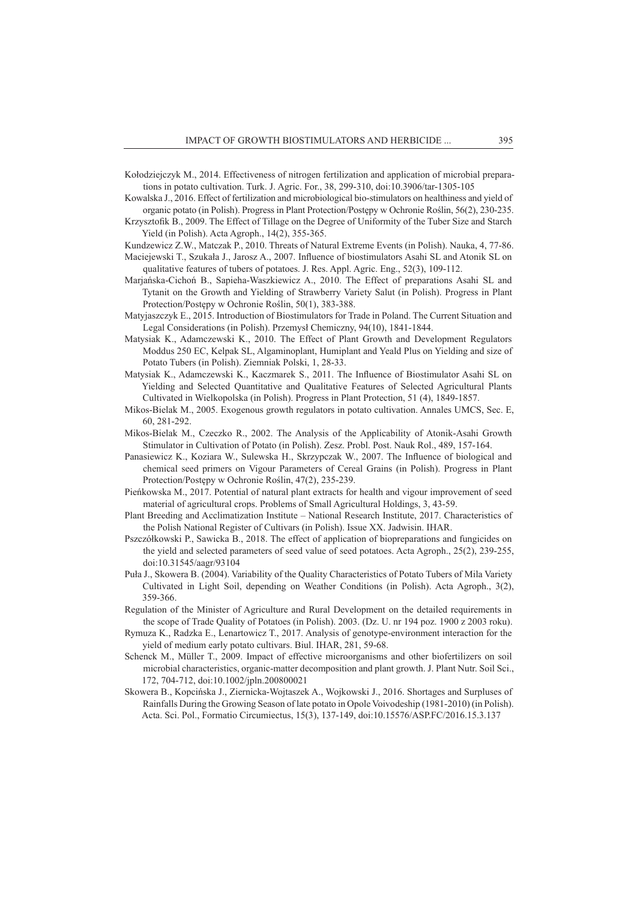Kołodziejczyk M., 2014. Effectiveness of nitrogen fertilization and application of microbial preparations in potato cultivation. Turk. J. Agric. For., 38, 299-310, doi:10.3906/tar-1305-105

Kowalska J., 2016. Effect of fertilization and microbiological bio-stimulators on healthiness and yield of organic potato (in Polish). Progress in Plant Protection/Postępy w Ochronie Roślin, 56(2), 230-235.

Krzysztofik B., 2009. The Effect of Tillage on the Degree of Uniformity of the Tuber Size and Starch Yield (in Polish). Acta Agroph., 14(2), 355-365.

Kundzewicz Z.W., Matczak P., 2010. Threats of Natural Extreme Events (in Polish). Nauka, 4, 77-86.

Maciejewski T., Szukała J., Jarosz A., 2007. Influence of biostimulators Asahi SL and Atonik SL on qualitative features of tubers of potatoes. J. Res. Appl. Agric. Eng., 52(3), 109-112.

Marjańska-Cichoń B., Sapieha-Waszkiewicz A., 2010. The Effect of preparations Asahi SL and Tytanit on the Growth and Yielding of Strawberry Variety Salut (in Polish). Progress in Plant Protection/Postępy w Ochronie Roślin, 50(1), 383-388.

Matyjaszczyk E., 2015. Introduction of Biostimulators for Trade in Poland. The Current Situation and Legal Considerations (in Polish). Przemysł Chemiczny, 94(10), 1841-1844.

Matysiak K., Adamczewski K., 2010. The Effect of Plant Growth and Development Regulators Moddus 250 EC, Kelpak SL, Algaminoplant, Humiplant and Yeald Plus on Yielding and size of Potato Tubers (in Polish). Ziemniak Polski, 1, 28-33.

Matysiak K., Adamczewski K., Kaczmarek S., 2011. The Influence of Biostimulator Asahi SL on Yielding and Selected Quantitative and Qualitative Features of Selected Agricultural Plants Cultivated in Wielkopolska (in Polish). Progress in Plant Protection, 51 (4), 1849-1857.

Mikos-Bielak M., 2005. Exogenous growth regulators in potato cultivation. Annales UMCS, Sec. E, 60, 281-292.

Mikos-Bielak M., Czeczko R., 2002. The Analysis of the Applicability of Atonik-Asahi Growth Stimulator in Cultivation of Potato (in Polish). Zesz. Probl. Post. Nauk Rol., 489, 157-164.

Panasiewicz K., Koziara W., Sulewska H., Skrzypczak W., 2007. The Influence of biological and chemical seed primers on Vigour Parameters of Cereal Grains (in Polish). Progress in Plant Protection/Postępy w Ochronie Roślin, 47(2), 235-239.

Pieńkowska M., 2017. Potential of natural plant extracts for health and vigour improvement of seed material of agricultural crops. Problems of Small Agricultural Holdings, 3, 43-59.

Plant Breeding and Acclimatization Institute – National Research Institute, 2017. Characteristics of the Polish National Register of Cultivars (in Polish). Issue XX. Jadwisin. IHAR.

Pszczółkowski P., Sawicka B., 2018. The effect of application of biopreparations and fungicides on the yield and selected parameters of seed value of seed potatoes. Acta Agroph., 25(2), 239-255, doi:10.31545/aagr/93104

Puła J., Skowera B. (2004). Variability of the Quality Characteristics of Potato Tubers of Mila Variety Cultivated in Light Soil, depending on Weather Conditions (in Polish). Acta Agroph., 3(2), 359-366.

Regulation of the Minister of Agriculture and Rural Development on the detailed requirements in the scope of Trade Quality of Potatoes (in Polish). 2003. (Dz. U. nr 194 poz. 1900 z 2003 roku).

Rymuza K., Radzka E., Lenartowicz T., 2017. Analysis of genotype-environment interaction for the yield of medium early potato cultivars. Biul. IHAR, 281, 59-68.

Schenck M., Müller T., 2009. Impact of effective microorganisms and other biofertilizers on soil microbial characteristics, organic-matter decomposition and plant growth. J. Plant Nutr. Soil Sci., 172, 704-712, doi:10.1002/jpln.200800021

Skowera B., Kopcińska J., Ziernicka-Wojtaszek A., Wojkowski J., 2016. Shortages and Surpluses of Rainfalls During the Growing Season of late potato in Opole Voivodeship (1981-2010) (in Polish). Acta. Sci. Pol., Formatio Circumiectus, 15(3), 137-149, doi:10.15576/ASP.FC/2016.15.3.137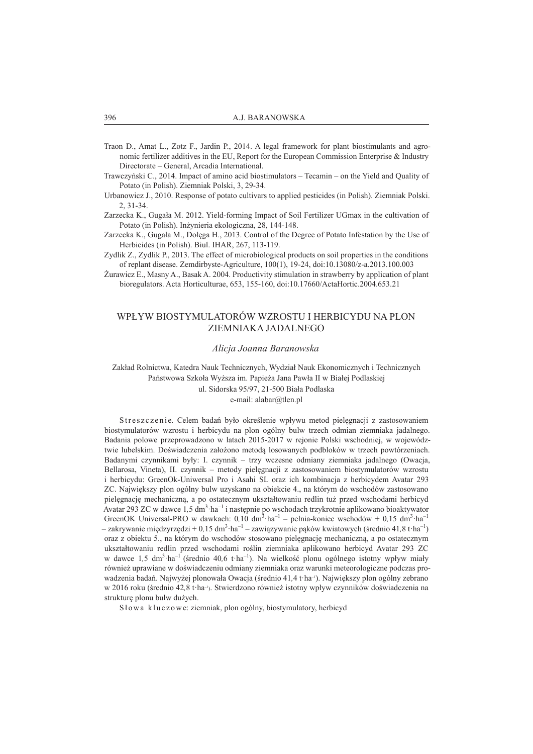Traon D., Amat L., Zotz F., Jardin P., 2014. A legal framework for plant biostimulants and agronomic fertilizer additives in the EU, Report for the European Commission Enterprise & Industry Directorate – General, Arcadia International.

Trawczyński C., 2014. Impact of amino acid biostimulators – Tecamin – on the Yield and Quality of Potato (in Polish). Ziemniak Polski, 3, 29-34.

Urbanowicz J., 2010. Response of potato cultivars to applied pesticides (in Polish). Ziemniak Polski. 2, 31-34.

Zarzecka K., Gugała M. 2012. Yield-forming Impact of Soil Fertilizer UGmax in the cultivation of Potato (in Polish). Inżynieria ekologiczna, 28, 144-148.

Zarzecka K., Gugała M., Dołęga H., 2013. Control of the Degree of Potato Infestation by the Use of Herbicides (in Polish). Biul. IHAR, 267, 113-119.

Zydlik Z., Zydlik P., 2013. The effect of microbiological products on soil properties in the conditions of replant disease. Zemdirbyste-Agriculture, 100(1), 19-24, doi:10.13080/z-a.2013.100.003

Żurawicz E., Masny A., Basak A. 2004. Productivity stimulation in strawberry by application of plant bioregulators. Acta Horticulturae, 653, 155-160, doi:10.17660/ActaHortic.2004.653.21

## WPŁYW BIOSTYMULATORÓW WZROSTU I HERBICYDU NA PLON ZIEMNIAKA JADALNEGO

*Alicja Joanna Baranowska*

Zakład Rolnictwa, Katedra Nauk Technicznych, Wydział Nauk Ekonomicznych i Technicznych
Państwowa Szkoła Wyższa im. Papieża Jana Pawła II w Białej Podlaskiej
ul. Sidorska 95/97, 21-500 Biała Podlaska
e-mail: alabar@tlen.pl

Streszczenie. Celem badań było określenie wpływu metod pielęgnacji z zastosowaniem biostymulatorów wzrostu i herbicydu na plon ogólny bulw trzech odmian ziemniaka jadalnego. Badania polowe przeprowadzono w latach 2015-2017 w rejonie Polski wschodniej, w województwie lubelskim. Doświadczenia założono metodą losowanych podbloków w trzech powtórzeniach. Badanymi czynnikami były: I. czynnik – trzy wczesne odmiany ziemniaka jadalnego (Owacja, Bellarosa, Vineta), II. czynnik – metody pielęgnacji z zastosowaniem biostymulatorów wzrostu i herbicydu: GreenOk-Uniwersal Pro i Asahi SL oraz ich kombinacja z herbicydem Avatar 293 ZC. Największy plon ogólny bulw uzyskano na obiekcie 4., na którym do wschodów zastosowano pielęgnację mechaniczną, a po ostatecznym ukształtowaniu redlin tuż przed wschodami herbicyd Avatar 293 ZC w dawce 1,5 $dm^3 \cdot ha^{-1}$ i następnie po wschodach trzykrotnie aplikowano bioaktywator GreenOK Universal-PRO w dawkach: 0,10 $dm^3 \cdot ha^{-1}$ – pełnia-koniec wschodów + 0,15 $dm^3 \cdot ha^{-1}$ – zakrywanie międzyrzędzi + 0,15 $dm^3 \cdot ha^{-1}$ – zawiązywanie pąków kwiatowych (średnio 41,8 $t \cdot ha^{-1}$) oraz z obiektu 5., na którym do wschodów stosowano pielęgnację mechaniczną, a po ostatecznym ukształtowaniu redlin przed wschodami roślin ziemniaka aplikowano herbicyd Avatar 293 ZC w dawce 1,5 $dm^3 \cdot ha^{-1}$ (średnio 40,6 $t \cdot ha^{-1}$). Na wielkość plonu ogólnego istotny wpływ miały również uprawiane w doświadczeniu odmiany ziemniaka oraz warunki meteorologiczne podczas prowadzenia badań. Najwyżej plonowała Owacja (średnio 41,4 $t \cdot ha^{-1}$). Największy plon ogólny zebrano w 2016 roku (średnio 42,8 $t \cdot ha^{-1}$). Stwierdzono również istotny wpływ czynników doświadczenia na strukturę plonu bulw dużych.

Słowa kluczowe: ziemniak, plon ogólny, biostymulatory, herbicyd